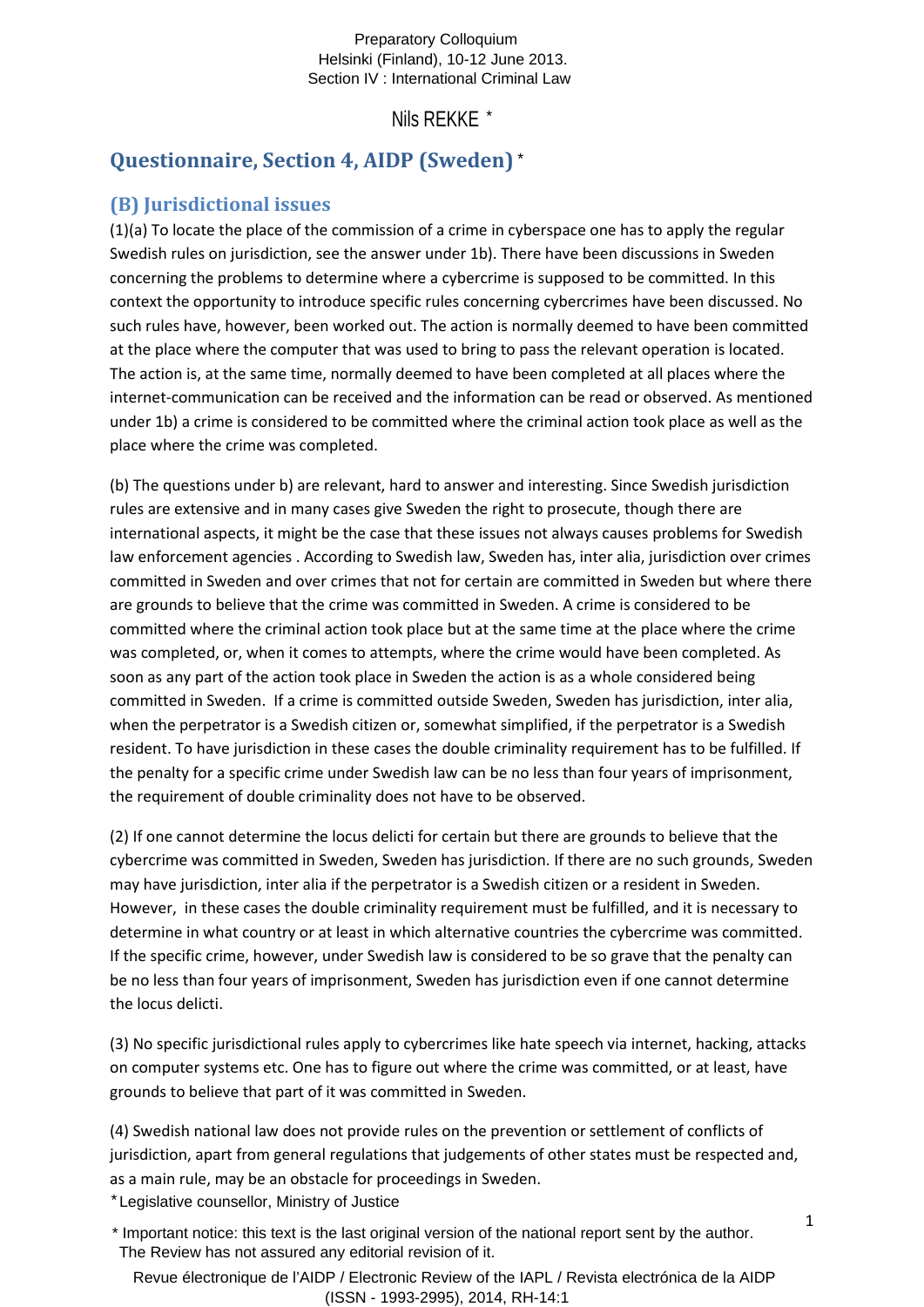Nils REKKE [*]

# Questionnaire, Section 4, AIDP (Sweden) [*]

## (B) Jurisdictional issues

(1)(a) To locate the place of the commission of a crime in cyberspace one has to apply the regular Swedish rules on jurisdiction, see the answer under 1b). There have been discussions in Sweden concerning the problems to determine where a cybercrime is supposed to be committed. In this context the opportunity to introduce specific rules concerning cybercrimes have been discussed. No such rules have, however, been worked out. The action is normally deemed to have been committed at the place where the computer that was used to bring to pass the relevant operation is located. The action is, at the same time, normally deemed to have been completed at all places where the internet-communication can be received and the information can be read or observed. As mentioned under 1b) a crime is considered to be committed where the criminal action took place as well as the place where the crime was completed.

(b) The questions under b) are relevant, hard to answer and interesting. Since Swedish jurisdiction rules are extensive and in many cases give Sweden the right to prosecute, though there are international aspects, it might be the case that these issues not always causes problems for Swedish law enforcement agencies . According to Swedish law, Sweden has, inter alia, jurisdiction over crimes committed in Sweden and over crimes that not for certain are committed in Sweden but where there are grounds to believe that the crime was committed in Sweden. A crime is considered to be committed where the criminal action took place but at the same time at the place where the crime was completed, or, when it comes to attempts, where the crime would have been completed. As soon as any part of the action took place in Sweden the action is as a whole considered being committed in Sweden. If a crime is committed outside Sweden, Sweden has jurisdiction, inter alia, when the perpetrator is a Swedish citizen or, somewhat simplified, if the perpetrator is a Swedish resident. To have jurisdiction in these cases the double criminality requirement has to be fulfilled. If the penalty for a specific crime under Swedish law can be no less than four years of imprisonment, the requirement of double criminality does not have to be observed.

(2) If one cannot determine the locus delicti for certain but there are grounds to believe that the cybercrime was committed in Sweden, Sweden has jurisdiction. If there are no such grounds, Sweden may have jurisdiction, inter alia if the perpetrator is a Swedish citizen or a resident in Sweden. However, in these cases the double criminality requirement must be fulfilled, and it is necessary to determine in what country or at least in which alternative countries the cybercrime was committed. If the specific crime, however, under Swedish law is considered to be so grave that the penalty can be no less than four years of imprisonment, Sweden has jurisdiction even if one cannot determine the locus delicti.

(3) No specific jurisdictional rules apply to cybercrimes like hate speech via internet, hacking, attacks on computer systems etc. One has to figure out where the crime was committed, or at least, have grounds to believe that part of it was committed in Sweden.

(4) Swedish national law does not provide rules on the prevention or settlement of conflicts of jurisdiction, apart from general regulations that judgements of other states must be respected and, as a main rule, may be an obstacle for proceedings in Sweden.

[*] Legislative counsellor, Ministry of Justice

[*] Important notice: this text is the last original version of the national report sent by the author. The Review has not assured any editorial revision of it.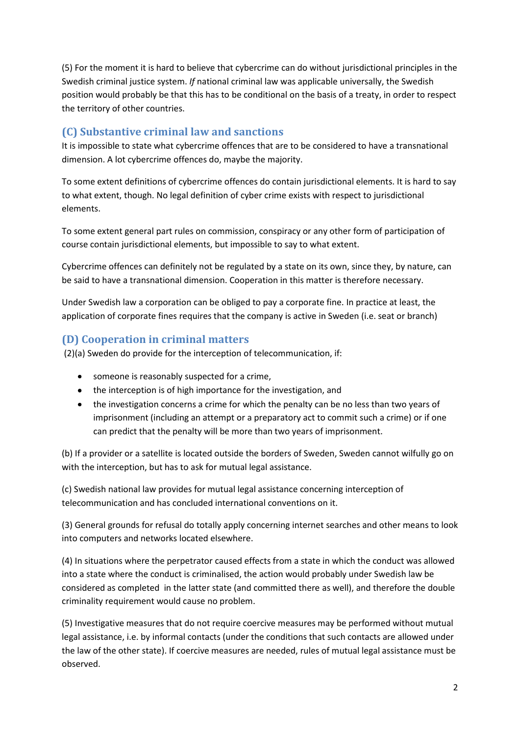(5) For the moment it is hard to believe that cybercrime can do without jurisdictional principles in the Swedish criminal justice system. *If* national criminal law was applicable universally, the Swedish position would probably be that this has to be conditional on the basis of a treaty, in order to respect the territory of other countries.

## (C) Substantive criminal law and sanctions

It is impossible to state what cybercrime offences that are to be considered to have a transnational dimension. A lot cybercrime offences do, maybe the majority.

To some extent definitions of cybercrime offences do contain jurisdictional elements. It is hard to say to what extent, though. No legal definition of cyber crime exists with respect to jurisdictional elements.

To some extent general part rules on commission, conspiracy or any other form of participation of course contain jurisdictional elements, but impossible to say to what extent.

Cybercrime offences can definitely not be regulated by a state on its own, since they, by nature, can be said to have a transnational dimension. Cooperation in this matter is therefore necessary.

Under Swedish law a corporation can be obliged to pay a corporate fine. In practice at least, the application of corporate fines requires that the company is active in Sweden (i.e. seat or branch)

## (D) Cooperation in criminal matters

(2)(a) Sweden do provide for the interception of telecommunication, if:

- someone is reasonably suspected for a crime,
- the interception is of high importance for the investigation, and
- the investigation concerns a crime for which the penalty can be no less than two years of imprisonment (including an attempt or a preparatory act to commit such a crime) or if one can predict that the penalty will be more than two years of imprisonment.

(b) If a provider or a satellite is located outside the borders of Sweden, Sweden cannot wilfully go on with the interception, but has to ask for mutual legal assistance.

(c) Swedish national law provides for mutual legal assistance concerning interception of telecommunication and has concluded international conventions on it.

(3) General grounds for refusal do totally apply concerning internet searches and other means to look into computers and networks located elsewhere.

(4) In situations where the perpetrator caused effects from a state in which the conduct was allowed into a state where the conduct is criminalised, the action would probably under Swedish law be considered as completed in the latter state (and committed there as well), and therefore the double criminality requirement would cause no problem.

(5) Investigative measures that do not require coercive measures may be performed without mutual legal assistance, i.e. by informal contacts (under the conditions that such contacts are allowed under the law of the other state). If coercive measures are needed, rules of mutual legal assistance must be observed.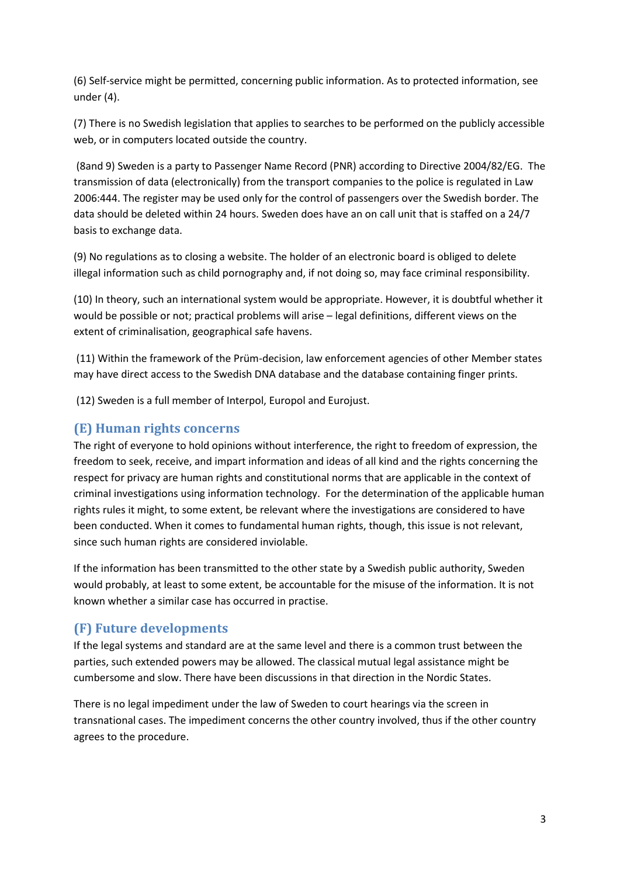(6) Self-service might be permitted, concerning public information. As to protected information, see under (4).

(7) There is no Swedish legislation that applies to searches to be performed on the publicly accessible web, or in computers located outside the country.

(8and 9) Sweden is a party to Passenger Name Record (PNR) according to Directive 2004/82/EG. The transmission of data (electronically) from the transport companies to the police is regulated in Law 2006:444. The register may be used only for the control of passengers over the Swedish border. The data should be deleted within 24 hours. Sweden does have an on call unit that is staffed on a 24/7 basis to exchange data.

(9) No regulations as to closing a website. The holder of an electronic board is obliged to delete illegal information such as child pornography and, if not doing so, may face criminal responsibility.

(10) In theory, such an international system would be appropriate. However, it is doubtful whether it would be possible or not; practical problems will arise – legal definitions, different views on the extent of criminalisation, geographical safe havens.

(11) Within the framework of the Prüm-decision, law enforcement agencies of other Member states may have direct access to the Swedish DNA database and the database containing finger prints.

(12) Sweden is a full member of Interpol, Europol and Eurojust.

## (E) Human rights concerns

The right of everyone to hold opinions without interference, the right to freedom of expression, the freedom to seek, receive, and impart information and ideas of all kind and the rights concerning the respect for privacy are human rights and constitutional norms that are applicable in the context of criminal investigations using information technology. For the determination of the applicable human rights rules it might, to some extent, be relevant where the investigations are considered to have been conducted. When it comes to fundamental human rights, though, this issue is not relevant, since such human rights are considered inviolable.

If the information has been transmitted to the other state by a Swedish public authority, Sweden would probably, at least to some extent, be accountable for the misuse of the information. It is not known whether a similar case has occurred in practise.

## (F) Future developments

If the legal systems and standard are at the same level and there is a common trust between the parties, such extended powers may be allowed. The classical mutual legal assistance might be cumbersome and slow. There have been discussions in that direction in the Nordic States.

There is no legal impediment under the law of Sweden to court hearings via the screen in transnational cases. The impediment concerns the other country involved, thus if the other country agrees to the procedure.